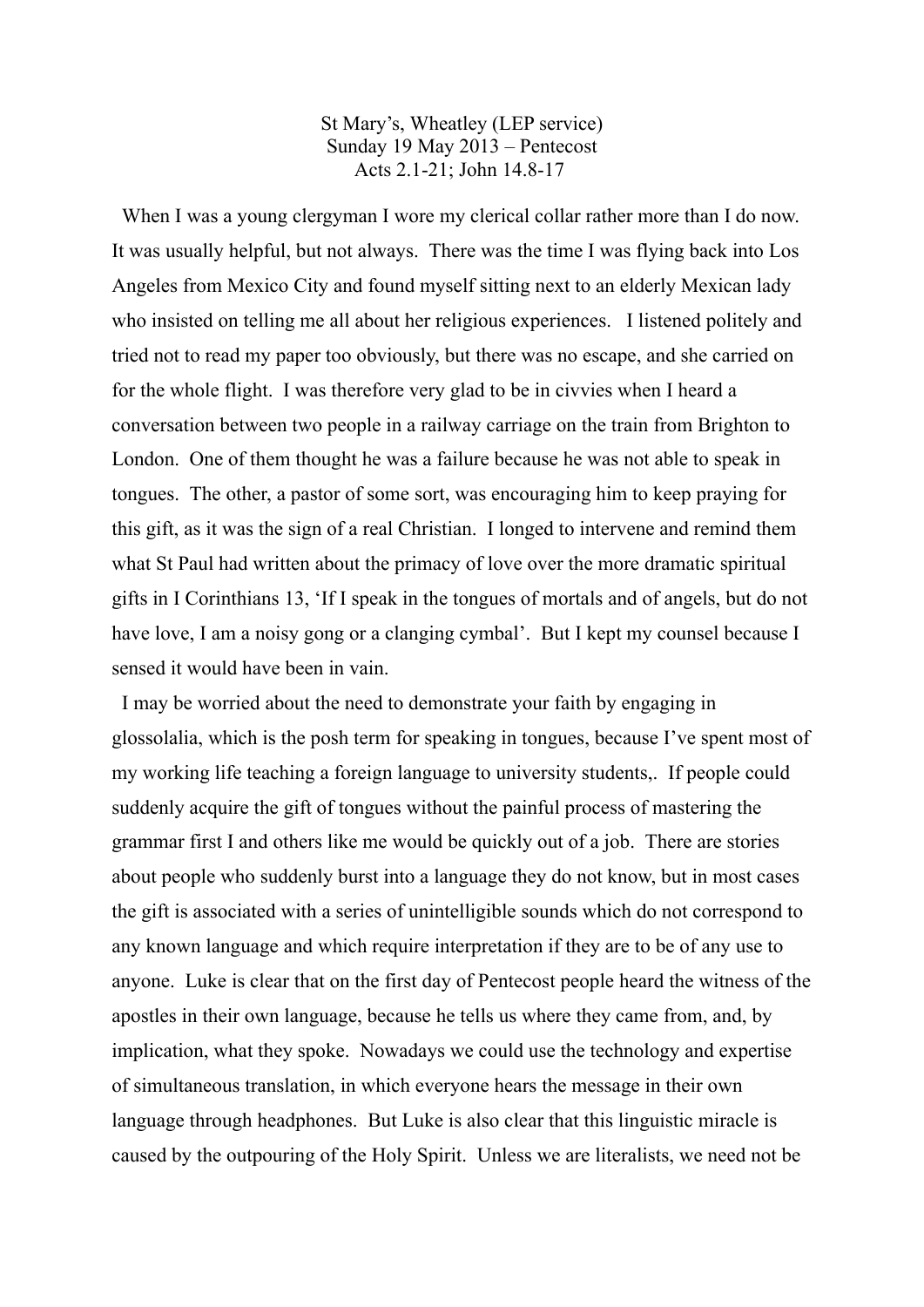St Mary's, Wheatley (LEP service)
Sunday 19 May 2013 – Pentecost
Acts 2.1-21; John 14.8-17

When I was a young clergyman I wore my clerical collar rather more than I do now. It was usually helpful, but not always. There was the time I was flying back into Los Angeles from Mexico City and found myself sitting next to an elderly Mexican lady who insisted on telling me all about her religious experiences. I listened politely and tried not to read my paper too obviously, but there was no escape, and she carried on for the whole flight. I was therefore very glad to be in civvies when I heard a conversation between two people in a railway carriage on the train from Brighton to London. One of them thought he was a failure because he was not able to speak in tongues. The other, a pastor of some sort, was encouraging him to keep praying for this gift, as it was the sign of a real Christian. I longed to intervene and remind them what St Paul had written about the primacy of love over the more dramatic spiritual gifts in I Corinthians 13, 'If I speak in the tongues of mortals and of angels, but do not have love, I am a noisy gong or a clanging cymbal'. But I kept my counsel because I sensed it would have been in vain.

I may be worried about the need to demonstrate your faith by engaging in glossolalia, which is the posh term for speaking in tongues, because I've spent most of my working life teaching a foreign language to university students,. If people could suddenly acquire the gift of tongues without the painful process of mastering the grammar first I and others like me would be quickly out of a job. There are stories about people who suddenly burst into a language they do not know, but in most cases the gift is associated with a series of unintelligible sounds which do not correspond to any known language and which require interpretation if they are to be of any use to anyone. Luke is clear that on the first day of Pentecost people heard the witness of the apostles in their own language, because he tells us where they came from, and, by implication, what they spoke. Nowadays we could use the technology and expertise of simultaneous translation, in which everyone hears the message in their own language through headphones. But Luke is also clear that this linguistic miracle is caused by the outpouring of the Holy Spirit. Unless we are literalists, we need not be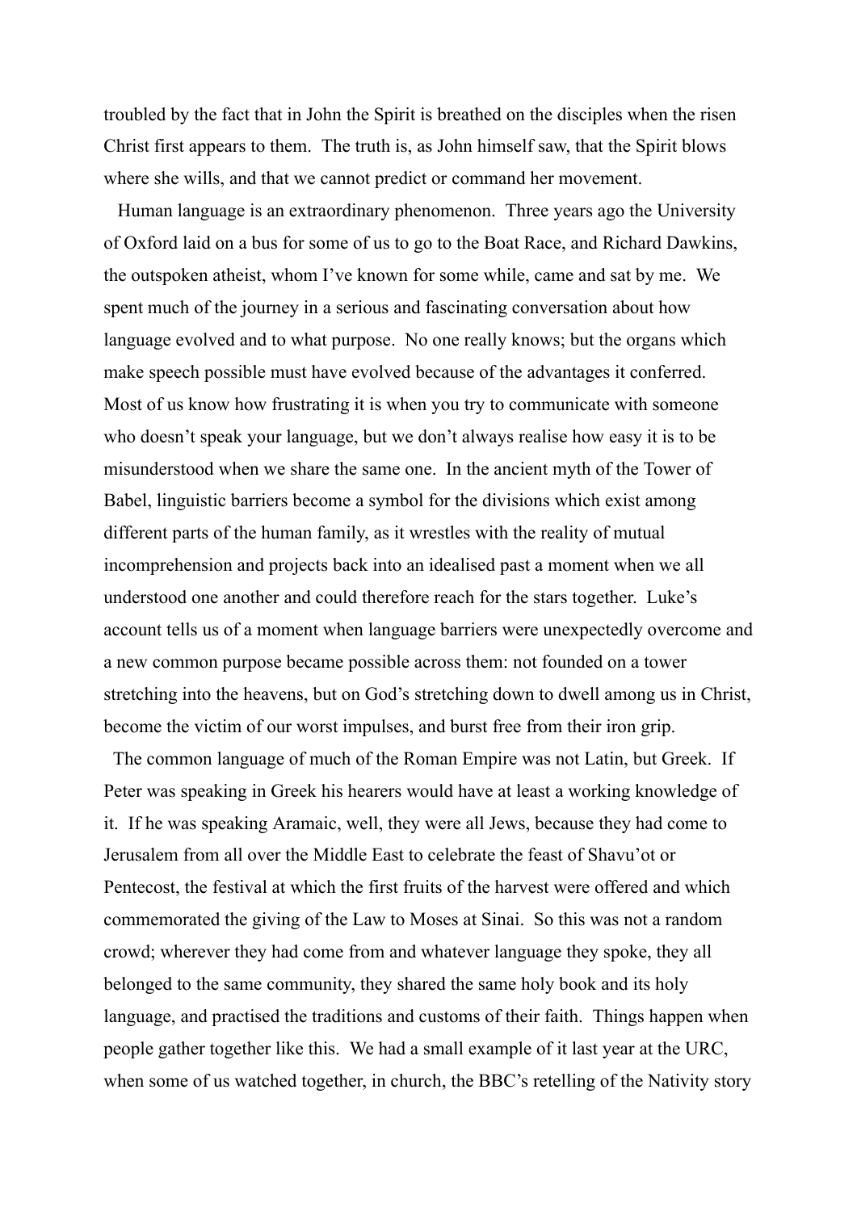troubled by the fact that in John the Spirit is breathed on the disciples when the risen Christ first appears to them. The truth is, as John himself saw, that the Spirit blows where she wills, and that we cannot predict or command her movement.

Human language is an extraordinary phenomenon. Three years ago the University of Oxford laid on a bus for some of us to go to the Boat Race, and Richard Dawkins, the outspoken atheist, whom I've known for some while, came and sat by me. We spent much of the journey in a serious and fascinating conversation about how language evolved and to what purpose. No one really knows; but the organs which make speech possible must have evolved because of the advantages it conferred. Most of us know how frustrating it is when you try to communicate with someone who doesn't speak your language, but we don't always realise how easy it is to be misunderstood when we share the same one. In the ancient myth of the Tower of Babel, linguistic barriers become a symbol for the divisions which exist among different parts of the human family, as it wrestles with the reality of mutual incomprehension and projects back into an idealised past a moment when we all understood one another and could therefore reach for the stars together. Luke's account tells us of a moment when language barriers were unexpectedly overcome and a new common purpose became possible across them: not founded on a tower stretching into the heavens, but on God's stretching down to dwell among us in Christ, become the victim of our worst impulses, and burst free from their iron grip.

The common language of much of the Roman Empire was not Latin, but Greek. If Peter was speaking in Greek his hearers would have at least a working knowledge of it. If he was speaking Aramaic, well, they were all Jews, because they had come to Jerusalem from all over the Middle East to celebrate the feast of Shavu'ot or Pentecost, the festival at which the first fruits of the harvest were offered and which commemorated the giving of the Law to Moses at Sinai. So this was not a random crowd; wherever they had come from and whatever language they spoke, they all belonged to the same community, they shared the same holy book and its holy language, and practised the traditions and customs of their faith. Things happen when people gather together like this. We had a small example of it last year at the URC, when some of us watched together, in church, the BBC's retelling of the Nativity story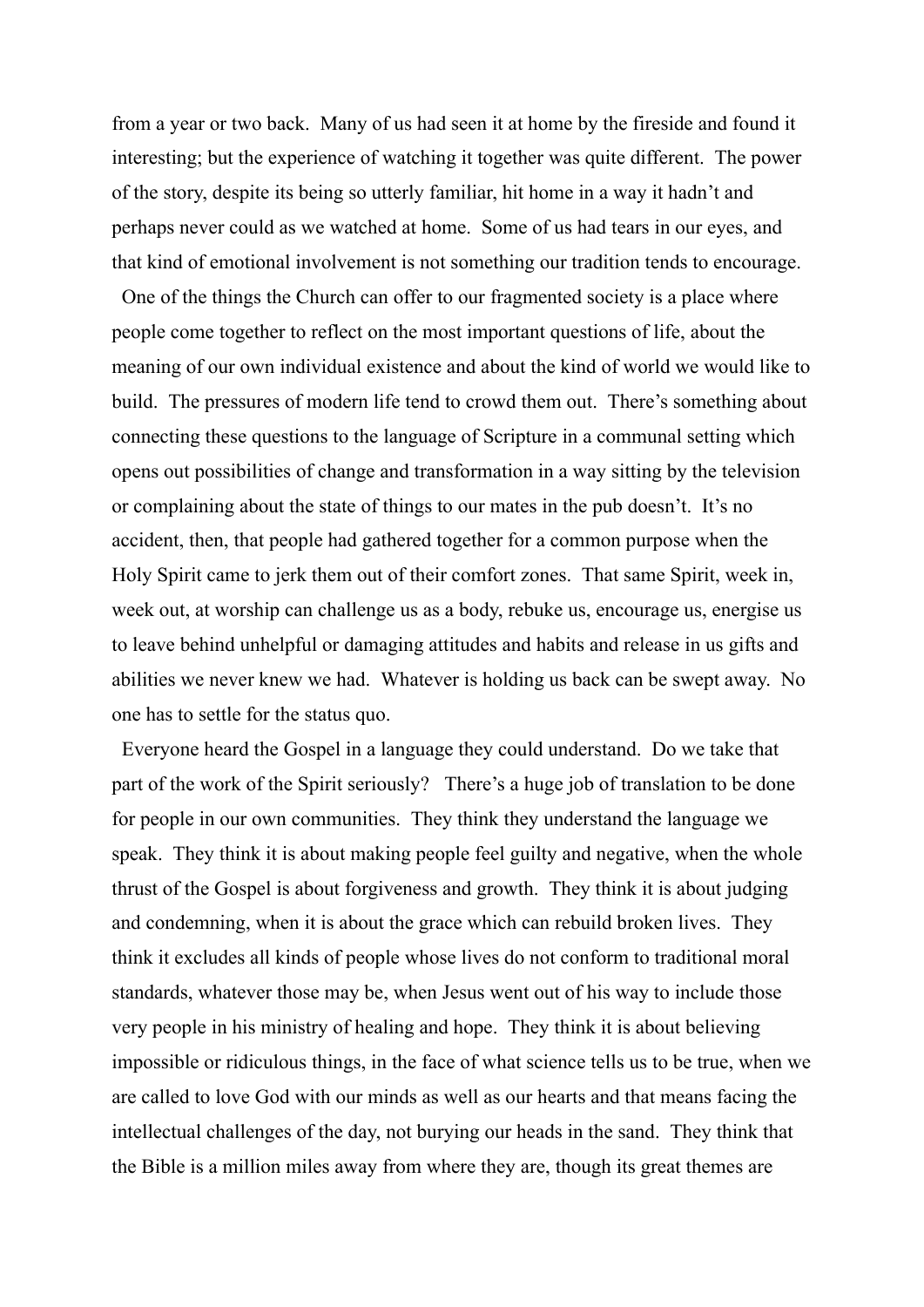from a year or two back. Many of us had seen it at home by the fireside and found it interesting; but the experience of watching it together was quite different. The power of the story, despite its being so utterly familiar, hit home in a way it hadn't and perhaps never could as we watched at home. Some of us had tears in our eyes, and that kind of emotional involvement is not something our tradition tends to encourage.

One of the things the Church can offer to our fragmented society is a place where people come together to reflect on the most important questions of life, about the meaning of our own individual existence and about the kind of world we would like to build. The pressures of modern life tend to crowd them out. There's something about connecting these questions to the language of Scripture in a communal setting which opens out possibilities of change and transformation in a way sitting by the television or complaining about the state of things to our mates in the pub doesn't. It's no accident, then, that people had gathered together for a common purpose when the Holy Spirit came to jerk them out of their comfort zones. That same Spirit, week in, week out, at worship can challenge us as a body, rebuke us, encourage us, energise us to leave behind unhelpful or damaging attitudes and habits and release in us gifts and abilities we never knew we had. Whatever is holding us back can be swept away. No one has to settle for the status quo.

Everyone heard the Gospel in a language they could understand. Do we take that part of the work of the Spirit seriously? There's a huge job of translation to be done for people in our own communities. They think they understand the language we speak. They think it is about making people feel guilty and negative, when the whole thrust of the Gospel is about forgiveness and growth. They think it is about judging and condemning, when it is about the grace which can rebuild broken lives. They think it excludes all kinds of people whose lives do not conform to traditional moral standards, whatever those may be, when Jesus went out of his way to include those very people in his ministry of healing and hope. They think it is about believing impossible or ridiculous things, in the face of what science tells us to be true, when we are called to love God with our minds as well as our hearts and that means facing the intellectual challenges of the day, not burying our heads in the sand. They think that the Bible is a million miles away from where they are, though its great themes are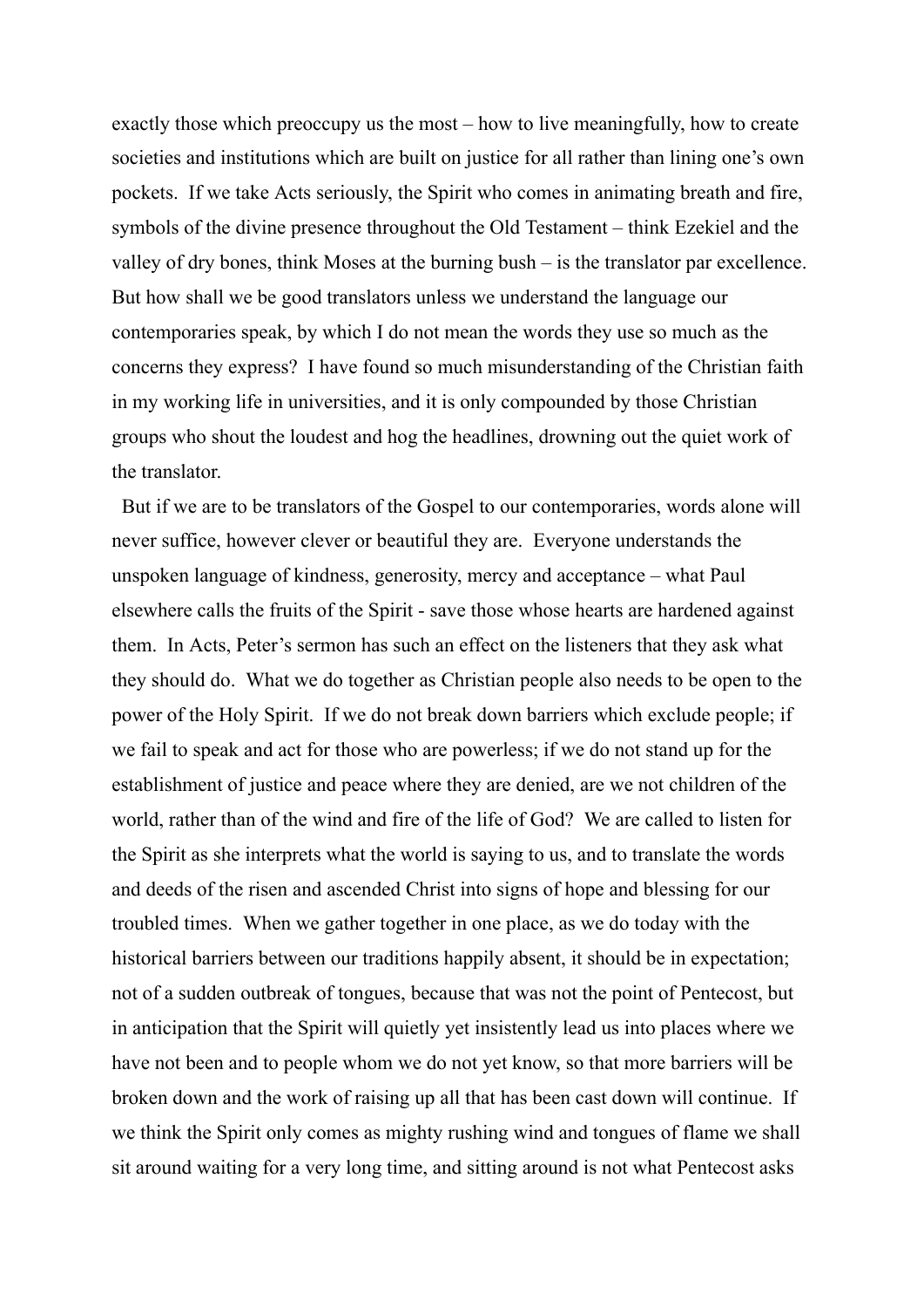exactly those which preoccupy us the most – how to live meaningfully, how to create societies and institutions which are built on justice for all rather than lining one's own pockets. If we take Acts seriously, the Spirit who comes in animating breath and fire, symbols of the divine presence throughout the Old Testament – think Ezekiel and the valley of dry bones, think Moses at the burning bush – is the translator par excellence. But how shall we be good translators unless we understand the language our contemporaries speak, by which I do not mean the words they use so much as the concerns they express? I have found so much misunderstanding of the Christian faith in my working life in universities, and it is only compounded by those Christian groups who shout the loudest and hog the headlines, drowning out the quiet work of the translator.

But if we are to be translators of the Gospel to our contemporaries, words alone will never suffice, however clever or beautiful they are. Everyone understands the unspoken language of kindness, generosity, mercy and acceptance – what Paul elsewhere calls the fruits of the Spirit - save those whose hearts are hardened against them. In Acts, Peter's sermon has such an effect on the listeners that they ask what they should do. What we do together as Christian people also needs to be open to the power of the Holy Spirit. If we do not break down barriers which exclude people; if we fail to speak and act for those who are powerless; if we do not stand up for the establishment of justice and peace where they are denied, are we not children of the world, rather than of the wind and fire of the life of God? We are called to listen for the Spirit as she interprets what the world is saying to us, and to translate the words and deeds of the risen and ascended Christ into signs of hope and blessing for our troubled times. When we gather together in one place, as we do today with the historical barriers between our traditions happily absent, it should be in expectation; not of a sudden outbreak of tongues, because that was not the point of Pentecost, but in anticipation that the Spirit will quietly yet insistently lead us into places where we have not been and to people whom we do not yet know, so that more barriers will be broken down and the work of raising up all that has been cast down will continue. If we think the Spirit only comes as mighty rushing wind and tongues of flame we shall sit around waiting for a very long time, and sitting around is not what Pentecost asks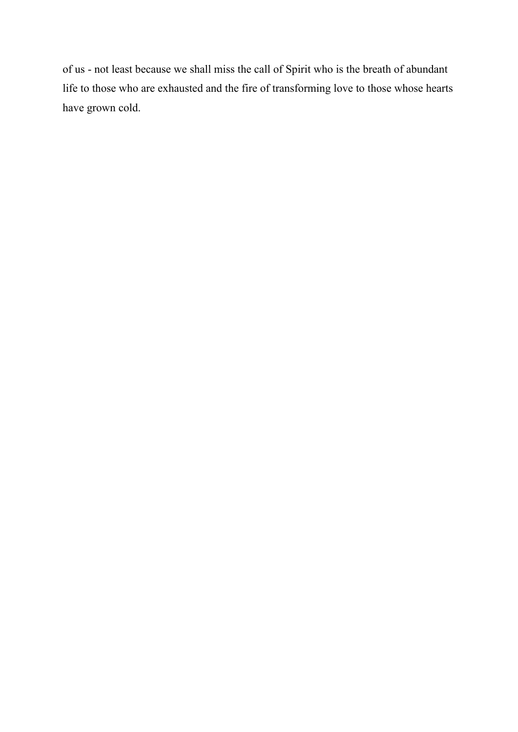of us - not least because we shall miss the call of Spirit who is the breath of abundant life to those who are exhausted and the fire of transforming love to those whose hearts have grown cold.